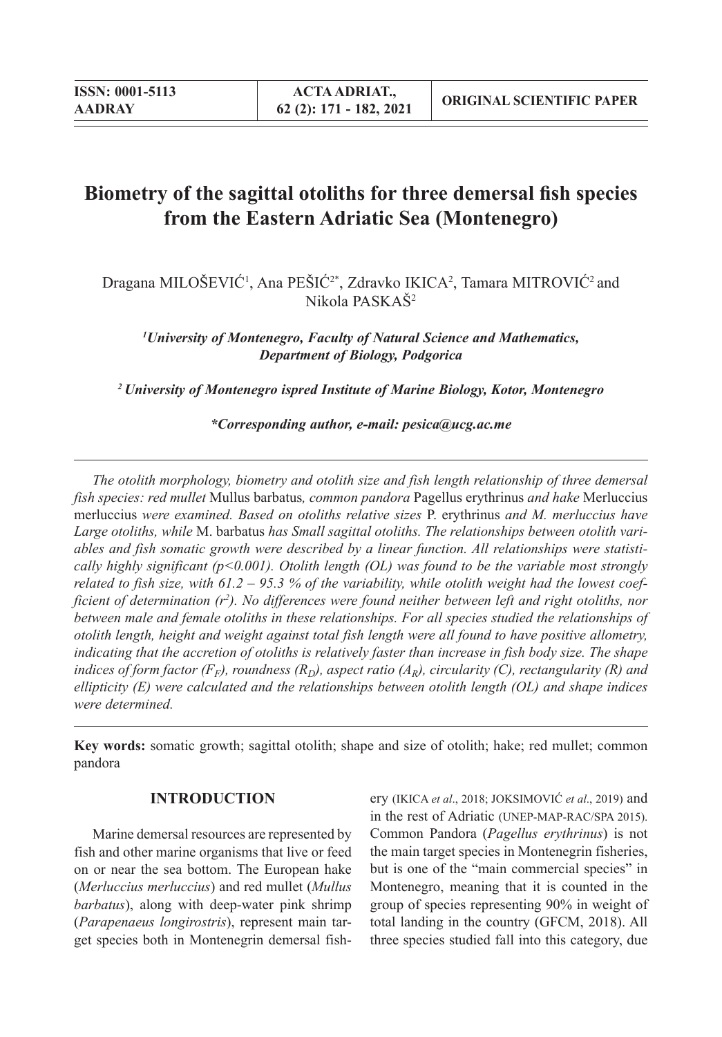# Biometry of the sagittal otoliths for three demersal fish species from the Eastern Adriatic Sea (Montenegro)

Dragana MILOŠEVIĆ[1], Ana PEŠIĆ[2*], Zdravko IKICA[2], Tamara MITROVIĆ[2] and Nikola PASKAŠ[2]

*[1]University of Montenegro, Faculty of Natural Science and Mathematics, Department of Biology, Podgorica*

*[2] University of Montenegro ispred Institute of Marine Biology, Kotor, Montenegro*

*\*Corresponding author, e-mail: pesica@ucg.ac.me*

---

*The otolith morphology, biometry and otolith size and fish length relationship of three demersal fish species: red mullet* Mullus barbatus*, common pandora* Pagellus erythrinus *and hake* Merluccius merluccius *were examined. Based on otoliths relative sizes* P. erythrinus *and M. merluccius have Large otoliths, while* M. barbatus *has Small sagittal otoliths. The relationships between otolith variables and fish somatic growth were described by a linear function. All relationships were statistically highly significant ($p<0.001$). Otolith length (OL) was found to be the variable most strongly related to fish size, with 61.2 – 95.3 % of the variability, while otolith weight had the lowest coefficient of determination ($r^2$). No differences were found neither between left and right otoliths, nor between male and female otoliths in these relationships. For all species studied the relationships of otolith length, height and weight against total fish length were all found to have positive allometry, indicating that the accretion of otoliths is relatively faster than increase in fish body size. The shape indices of form factor ($F_F$), roundness ($R_D$), aspect ratio ($A_R$), circularity (C), rectangularity (R) and ellipticity (E) were calculated and the relationships between otolith length (OL) and shape indices were determined.*

---

**Key words:** somatic growth; sagittal otolith; shape and size of otolith; hake; red mullet; common pandora

## INTRODUCTION

Marine demersal resources are represented by fish and other marine organisms that live or feed on or near the sea bottom. The European hake (*Merluccius merluccius*) and red mullet (*Mullus barbatus*), along with deep-water pink shrimp (*Parapenaeus longirostris*), represent main target species both in Montenegrin demersal fishery (IKICA *et al*., 2018; JOKSIMOVIĆ *et al*., 2019) and in the rest of Adriatic (UNEP-MAP-RAC/SPA 2015). Common Pandora (*Pagellus erythrinus*) is not the main target species in Montenegrin fisheries, but is one of the "main commercial species" in Montenegro, meaning that it is counted in the group of species representing 90% in weight of total landing in the country (GFCM, 2018). All three species studied fall into this category, due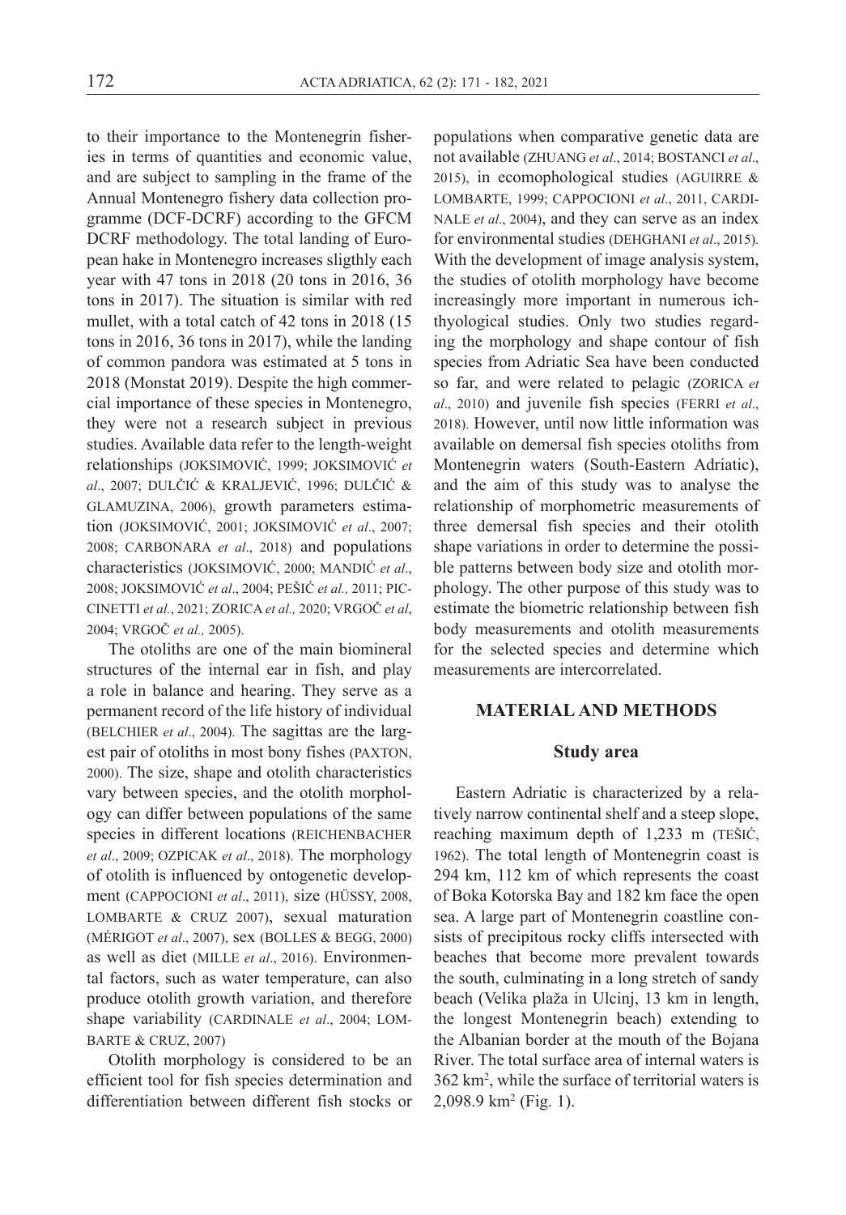to their importance to the Montenegrin fisheries in terms of quantities and economic value, and are subject to sampling in the frame of the Annual Montenegro fishery data collection programme (DCF-DCRF) according to the GFCM DCRF methodology. The total landing of European hake in Montenegro increases sligthly each year with 47 tons in 2018 (20 tons in 2016, 36 tons in 2017). The situation is similar with red mullet, with a total catch of 42 tons in 2018 (15 tons in 2016, 36 tons in 2017), while the landing of common pandora was estimated at 5 tons in 2018 (Monstat 2019). Despite the high commercial importance of these species in Montenegro, they were not a research subject in previous studies. Available data refer to the length-weight relationships (JOKSIMOVIĆ, 1999; JOKSIMOVIĆ *et al*., 2007; DULČIĆ & KRALJEVIĆ, 1996; DULČIĆ & GLAMUZINA, 2006), growth parameters estimation (JOKSIMOVIĆ, 2001; JOKSIMOVIĆ *et al*., 2007; 2008; CARBONARA *et al*., 2018) and populations characteristics (JOKSIMOVIĆ, 2000; MANDIĆ *et al*., 2008; JOKSIMOVIĆ *et al*., 2004; PEŠIĆ *et al.,* 2011; PICCINETTI *et al.*, 2021; ZORICA *et al.,* 2020; VRGOČ *et al*, 2004; VRGOČ *et al.,* 2005).

The otoliths are one of the main biomineral structures of the internal ear in fish, and play a role in balance and hearing. They serve as a permanent record of the life history of individual (BELCHIER *et al*., 2004). The sagittas are the largest pair of otoliths in most bony fishes (PAXTON, 2000). The size, shape and otolith characteristics vary between species, and the otolith morphology can differ between populations of the same species in different locations (REICHENBACHER *et al*., 2009; OZPICAK *et al*., 2018). The morphology of otolith is influenced by ontogenetic development (CAPPOCIONI *et al*., 2011), size (HÜSSY, 2008, LOMBARTE & CRUZ 2007), sexual maturation (MÉRIGOT *et al*., 2007), sex (BOLLES & BEGG, 2000) as well as diet (MILLE *et al*., 2016). Environmental factors, such as water temperature, can also produce otolith growth variation, and therefore shape variability (CARDINALE *et al*., 2004; LOMBARTE & CRUZ, 2007)

Otolith morphology is considered to be an efficient tool for fish species determination and differentiation between different fish stocks or populations when comparative genetic data are not available (ZHUANG *et al*., 2014; BOSTANCI *et al*., 2015), in ecomophological studies (AGUIRRE & LOMBARTE, 1999; CAPPOCIONI *et al*., 2011, CARDINALE *et al*., 2004), and they can serve as an index for environmental studies (DEHGHANI *et al*., 2015). With the development of image analysis system, the studies of otolith morphology have become increasingly more important in numerous ichthyological studies. Only two studies regarding the morphology and shape contour of fish species from Adriatic Sea have been conducted so far, and were related to pelagic (ZORICA *et al*., 2010) and juvenile fish species (FERRI *et al*., 2018). However, until now little information was available on demersal fish species otoliths from Montenegrin waters (South-Eastern Adriatic), and the aim of this study was to analyse the relationship of morphometric measurements of three demersal fish species and their otolith shape variations in order to determine the possible patterns between body size and otolith morphology. The other purpose of this study was to estimate the biometric relationship between fish body measurements and otolith measurements for the selected species and determine which measurements are intercorrelated.

## MATERIAL AND METHODS

### Study area

Eastern Adriatic is characterized by a relatively narrow continental shelf and a steep slope, reaching maximum depth of 1,233 m (TEŠIĆ, 1962). The total length of Montenegrin coast is 294 km, 112 km of which represents the coast of Boka Kotorska Bay and 182 km face the open sea. A large part of Montenegrin coastline consists of precipitous rocky cliffs intersected with beaches that become more prevalent towards the south, culminating in a long stretch of sandy beach (Velika plaža in Ulcinj, 13 km in length, the longest Montenegrin beach) extending to the Albanian border at the mouth of the Bojana River. The total surface area of internal waters is 362 $km^2$, while the surface of territorial waters is 2,098.9 $km^2$ (Fig. 1).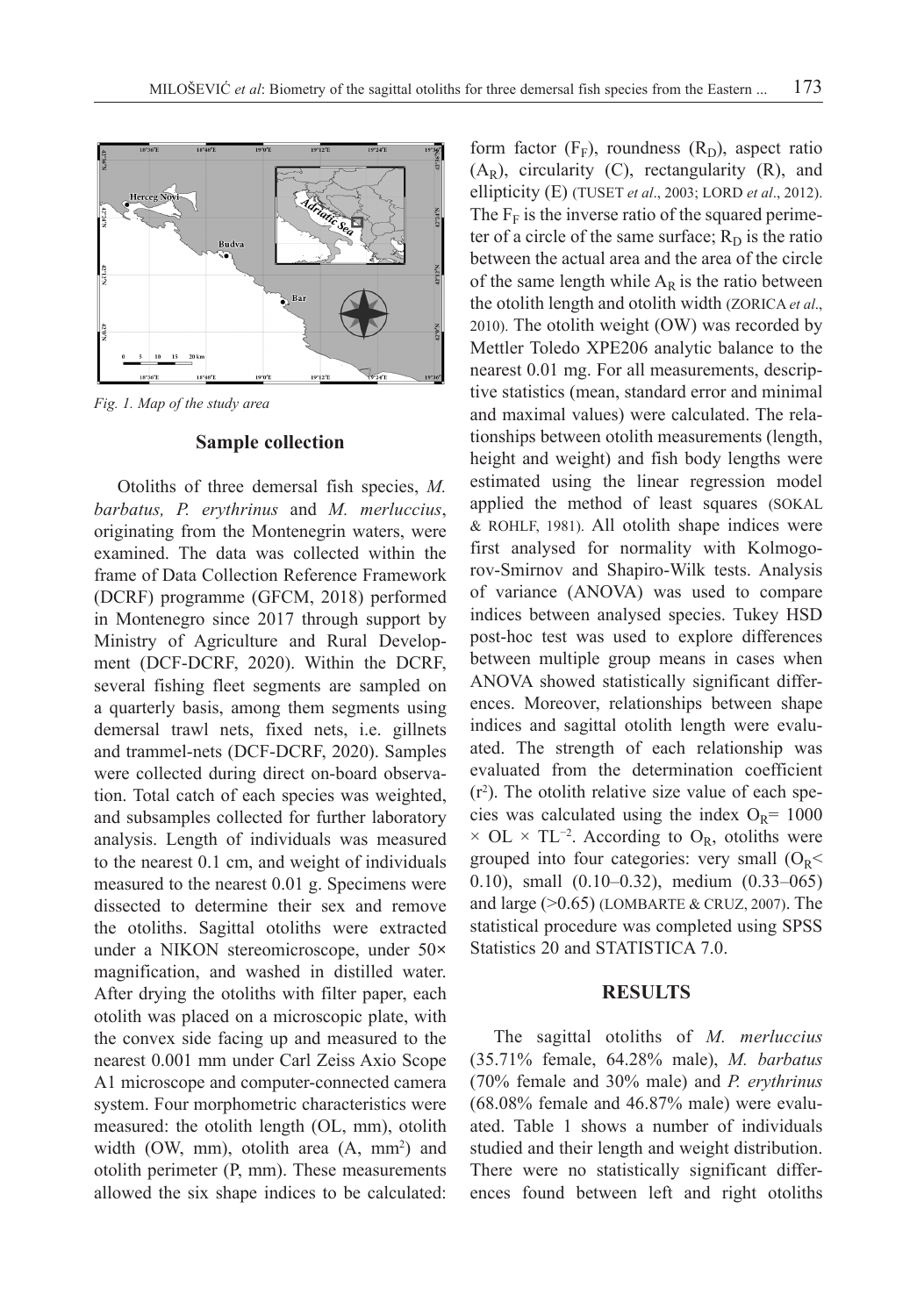Fig. 1. Map of the study area

## Sample collection

Otoliths of three demersal fish species, *M. barbatus, P. erythrinus* and *M. merluccius*, originating from the Montenegrin waters, were examined. The data was collected within the frame of Data Collection Reference Framework (DCRF) programme (GFCM, 2018) performed in Montenegro since 2017 through support by Ministry of Agriculture and Rural Development (DCF-DCRF, 2020). Within the DCRF, several fishing fleet segments are sampled on a quarterly basis, among them segments using demersal trawl nets, fixed nets, i.e. gillnets and trammel-nets (DCF-DCRF, 2020). Samples were collected during direct on-board observation. Total catch of each species was weighted, and subsamples collected for further laboratory analysis. Length of individuals was measured to the nearest 0.1 cm, and weight of individuals measured to the nearest 0.01 g. Specimens were dissected to determine their sex and remove the otoliths. Sagittal otoliths were extracted under a NIKON stereomicroscope, under 50× magnification, and washed in distilled water. After drying the otoliths with filter paper, each otolith was placed on a microscopic plate, with the convex side facing up and measured to the nearest 0.001 mm under Carl Zeiss Axio Scope A1 microscope and computer-connected camera system. Four morphometric characteristics were measured: the otolith length (OL, mm), otolith width (OW, mm), otolith area (A, mm$^2$) and otolith perimeter (P, mm). These measurements allowed the six shape indices to be calculated: form factor ($F_F$), roundness ($R_D$), aspect ratio ($A_R$), circularity (C), rectangularity (R), and ellipticity (E) (TUSET *et al*., 2003; LORD *et al*., 2012). The $F_F$ is the inverse ratio of the squared perimeter of a circle of the same surface; $R_D$ is the ratio between the actual area and the area of the circle of the same length while $A_R$ is the ratio between the otolith length and otolith width (ZORICA *et al*., 2010). The otolith weight (OW) was recorded by Mettler Toledo XPE206 analytic balance to the nearest 0.01 mg. For all measurements, descriptive statistics (mean, standard error and minimal and maximal values) were calculated. The relationships between otolith measurements (length, height and weight) and fish body lengths were estimated using the linear regression model applied the method of least squares (SOKAL & ROHLF, 1981). All otolith shape indices were first analysed for normality with Kolmogorov-Smirnov and Shapiro-Wilk tests. Analysis of variance (ANOVA) was used to compare indices between analysed species. Tukey HSD post-hoc test was used to explore differences between multiple group means in cases when ANOVA showed statistically significant differences. Moreover, relationships between shape indices and sagittal otolith length were evaluated. The strength of each relationship was evaluated from the determination coefficient ($r^2$). The otolith relative size value of each species was calculated using the index $O_R = 1000 \times OL \times TL^{-2}$. According to $O_R$, otoliths were grouped into four categories: very small ($O_R <$ 0.10), small (0.10–0.32), medium (0.33–065) and large (>0.65) (LOMBARTE & CRUZ, 2007). The statistical procedure was completed using SPSS Statistics 20 and STATISTICA 7.0.

## RESULTS

The sagittal otoliths of *M. merluccius* (35.71% female, 64.28% male), *M. barbatus* (70% female and 30% male) and *P. erythrinus* (68.08% female and 46.87% male) were evaluated. Table 1 shows a number of individuals studied and their length and weight distribution. There were no statistically significant differences found between left and right otoliths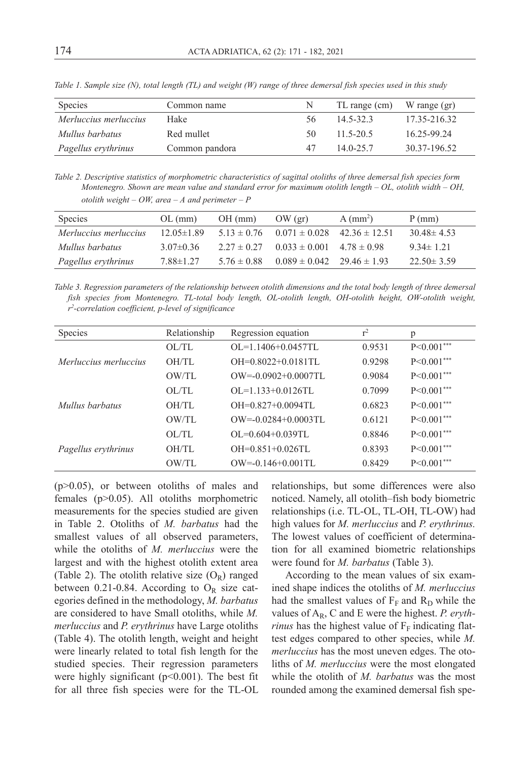*Table 1. Sample size (N), total length (TL) and weight (W) range of three demersal fish species used in this study*

| Species | Common name | N | TL range (cm) | W range (gr) |
|---|---|---|---|---|
| *Merluccius merluccius* | Hake | 56 | 14.5-32.3 | 17.35-216.32 |
| *Mullus barbatus* | Red mullet | 50 | 11.5-20.5 | 16.25-99.24 |
| *Pagellus erythrinus* | Common pandora | 47 | 14.0-25.7 | 30.37-196.52 |

*Table 2. Descriptive statistics of morphometric characteristics of sagittal otoliths of three demersal fish species form Montenegro. Shown are mean value and standard error for maximum otolith length – OL, otolith width – OH, otolith weight – OW, area – A and perimeter – P*

| Species | OL (mm) | OH (mm) | OW (gr) | A (mm$^2$) | P (mm) |
|---|---|---|---|---|---|
| *Merluccius merluccius* | 12.05±1.89 | 5.13 ± 0.76 | 0.071 ± 0.028 | 42.36 ± 12.51 | 30.48± 4.53 |
| *Mullus barbatus* | 3.07±0.36 | 2.27 ± 0.27 | 0.033 ± 0.001 | 4.78 ± 0.98 | 9.34± 1.21 |
| *Pagellus erythrinus* | 7.88±1.27 | 5.76 ± 0.88 | 0.089 ± 0.042 | 29.46 ± 1.93 | 22.50± 3.59 |

*Table 3. Regression parameters of the relationship between otolith dimensions and the total body length of three demersal fish species from Montenegro. TL-total body length, OL-otolith length, OH-otolith height, OW-otolith weight, $r^2$-correlation coefficient, p-level of significance*

| Species | Relationship | Regression equation | $r^2$ | p |
|---|---|---|---|---|
| | OL/TL | OL=1.1406+0.0457TL | 0.9531 | $P<0.001^{***}$ |
| *Merluccius merluccius* | OH/TL | OH=0.8022+0.0181TL | 0.9298 | $P<0.001^{***}$ |
| | OW/TL | OW=-0.0902+0.0007TL | 0.9084 | $P<0.001^{***}$ |
| | OL/TL | OL=1.133+0.0126TL | 0.7099 | $P<0.001^{***}$ |
| *Mullus barbatus* | OH/TL | OH=0.827+0.0094TL | 0.6823 | $P<0.001^{***}$ |
| | OW/TL | OW=-0.0284+0.0003TL | 0.6121 | $P<0.001^{***}$ |
| | OL/TL | OL=0.604+0.039TL | 0.8846 | $P<0.001^{***}$ |
| *Pagellus erythrinus* | OH/TL | OH=0.851+0.026TL | 0.8393 | $P<0.001^{***}$ |
| | OW/TL | OW=-0.146+0.001TL | 0.8429 | $P<0.001^{***}$ |

($p>0.05$), or between otoliths of males and females ($p>0.05$). All otoliths morphometric measurements for the species studied are given in Table 2. Otoliths of *M. barbatus* had the smallest values of all observed parameters, while the otoliths of *M. merluccius* were the largest and with the highest otolith extent area (Table 2). The otolith relative size ($O_R$) ranged between 0.21-0.84. According to $O_R$ size categories defined in the methodology, *M. barbatus* are considered to have Small otoliths, while *M. merluccius* and *P. erythrinus* have Large otoliths (Table 4). The otolith length, weight and height were linearly related to total fish length for the studied species. Their regression parameters were highly significant ($p<0.001$). The best fit for all three fish species were for the TL-OL relationships, but some differences were also noticed. Namely, all otolith–fish body biometric relationships (i.e. TL-OL, TL-OH, TL-OW) had high values for *M. merluccius* and *P. erythrinus.* The lowest values of coefficient of determination for all examined biometric relationships were found for *M. barbatus* (Table 3).

According to the mean values of six examined shape indices the otoliths of *M. merluccius* had the smallest values of $F_F$ and $R_D$ while the values of $A_R$, C and E were the highest. *P. erythrinus* has the highest value of $F_F$ indicating flattest edges compared to other species, while *M. merluccius* has the most uneven edges. The otoliths of *M. merluccius* were the most elongated while the otolith of *M. barbatus* was the most rounded among the examined demersal fish spe-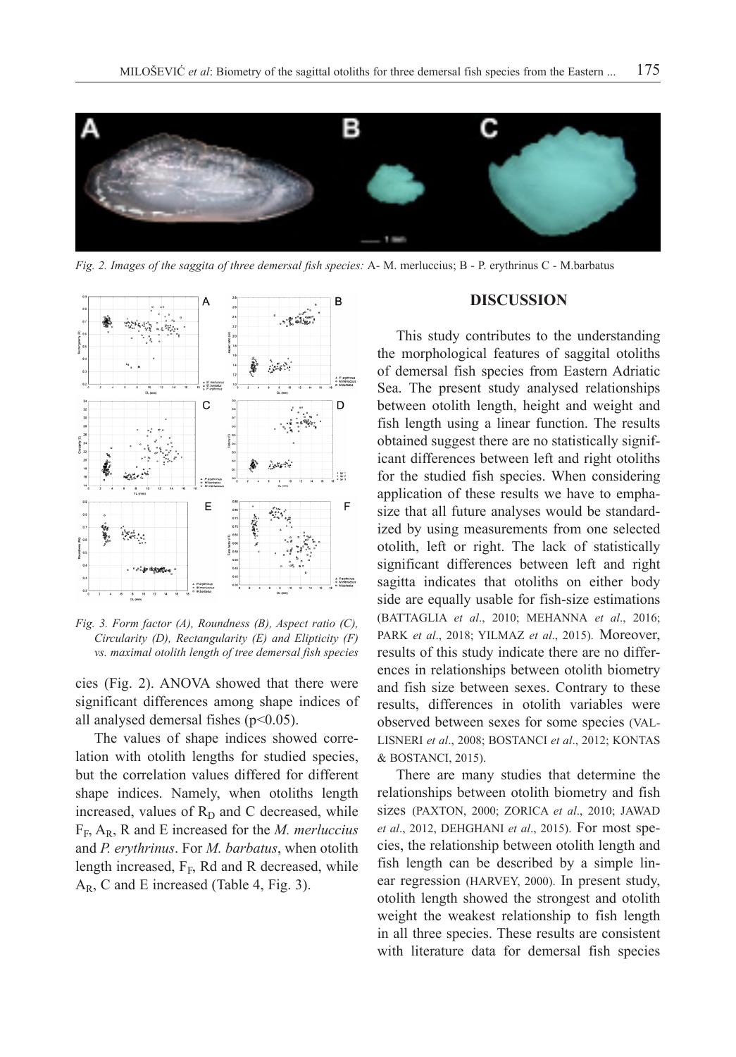*Fig. 2. Images of the saggita of three demersal fish species:* A- M. merluccius; B - P. erythrinus C - M.barbatus

*Fig. 3. Form factor (A), Roundness (B), Aspect ratio (C), Circularity (D), Rectangularity (E) and Elipticity (F) vs. maximal otolith length of tree demersal fish species*

cies (Fig. 2). ANOVA showed that there were significant differences among shape indices of all analysed demersal fishes ($p<0.05$).

The values of shape indices showed correlation with otolith lengths for studied species, but the correlation values differed for different shape indices. Namely, when otoliths length increased, values of $R_D$ and C decreased, while $F_F$, $A_R$, R and E increased for the *M. merluccius* and *P. erythrinus*. For *M. barbatus*, when otolith length increased, $F_F$, Rd and R decreased, while $A_R$, C and E increased (Table 4, Fig. 3).

## DISCUSSION

This study contributes to the understanding the morphological features of saggital otoliths of demersal fish species from Eastern Adriatic Sea. The present study analysed relationships between otolith length, height and weight and fish length using a linear function. The results obtained suggest there are no statistically significant differences between left and right otoliths for the studied fish species. When considering application of these results we have to emphasize that all future analyses would be standardized by using measurements from one selected otolith, left or right. The lack of statistically significant differences between left and right sagitta indicates that otoliths on either body side are equally usable for fish-size estimations (BATTAGLIA *et al*., 2010; MEHANNA *et al*., 2016; PARK *et al*., 2018; YILMAZ *et al*., 2015). Moreover, results of this study indicate there are no differences in relationships between otolith biometry and fish size between sexes. Contrary to these results, differences in otolith variables were observed between sexes for some species (VALLISNERI *et al*., 2008; BOSTANCI *et al*., 2012; KONTAS & BOSTANCI, 2015).

There are many studies that determine the relationships between otolith biometry and fish sizes (PAXTON, 2000; ZORICA *et al*., 2010; JAWAD *et al*., 2012, DEHGHANI *et al*., 2015). For most species, the relationship between otolith length and fish length can be described by a simple linear regression (HARVEY, 2000). In present study, otolith length showed the strongest and otolith weight the weakest relationship to fish length in all three species. These results are consistent with literature data for demersal fish species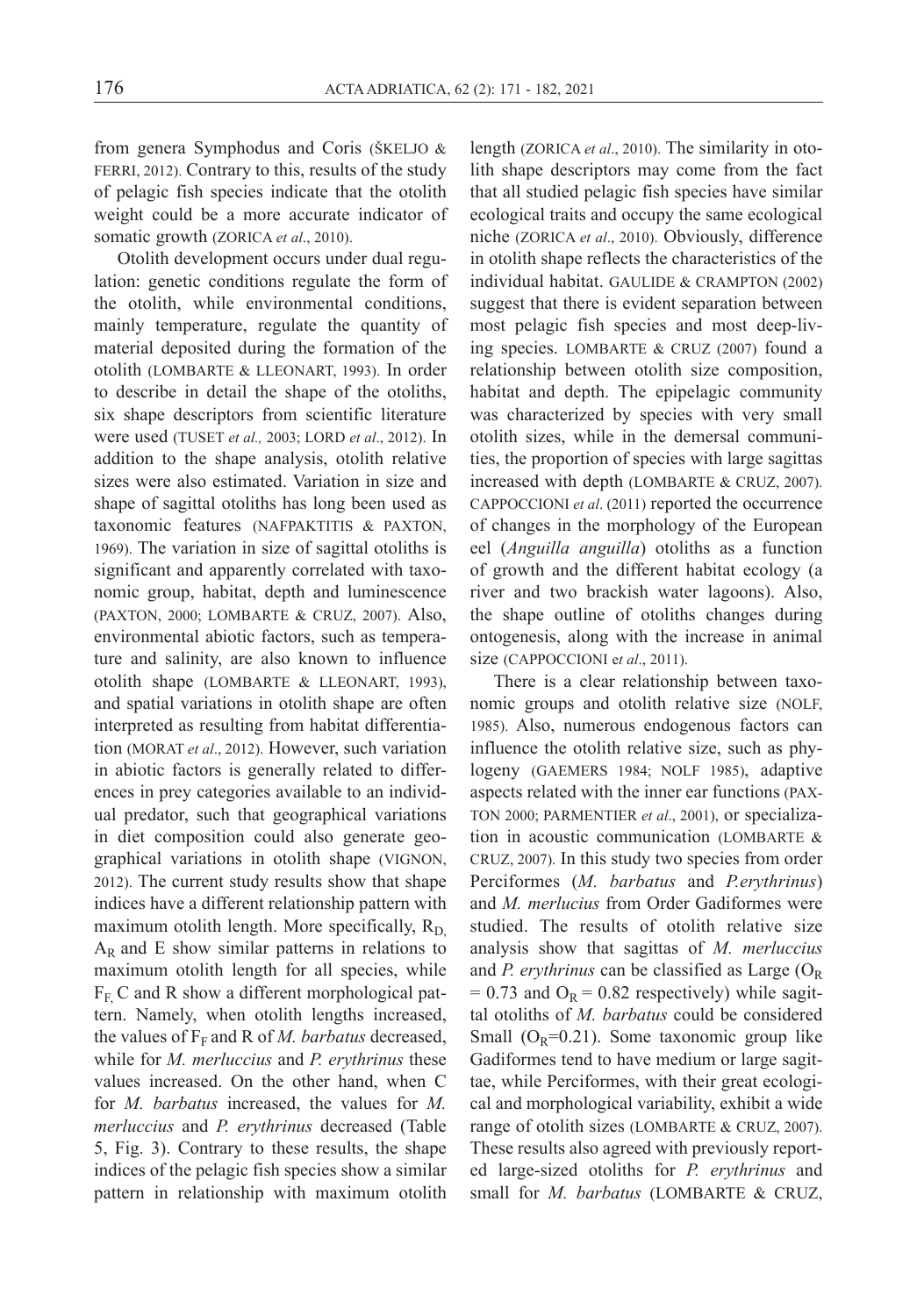from genera Symphodus and Coris (ŠKELJO & FERRI, 2012). Contrary to this, results of the study of pelagic fish species indicate that the otolith weight could be a more accurate indicator of somatic growth (ZORICA *et al*., 2010).

Otolith development occurs under dual regulation: genetic conditions regulate the form of the otolith, while environmental conditions, mainly temperature, regulate the quantity of material deposited during the formation of the otolith (LOMBARTE & LLEONART, 1993). In order to describe in detail the shape of the otoliths, six shape descriptors from scientific literature were used (TUSET *et al.,* 2003; LORD *et al*., 2012). In addition to the shape analysis, otolith relative sizes were also estimated. Variation in size and shape of sagittal otoliths has long been used as taxonomic features (NAFPAKTITIS & PAXTON, 1969). The variation in size of sagittal otoliths is significant and apparently correlated with taxonomic group, habitat, depth and luminescence (PAXTON, 2000; LOMBARTE & CRUZ, 2007). Also, environmental abiotic factors, such as temperature and salinity, are also known to influence otolith shape (LOMBARTE & LLEONART, 1993), and spatial variations in otolith shape are often interpreted as resulting from habitat differentiation (MORAT *et al*., 2012). However, such variation in abiotic factors is generally related to differences in prey categories available to an individual predator, such that geographical variations in diet composition could also generate geographical variations in otolith shape (VIGNON, 2012). The current study results show that shape indices have a different relationship pattern with maximum otolith length. More specifically, $R_D$, $A_R$ and E show similar patterns in relations to maximum otolith length for all species, while $F_F$, C and R show a different morphological pattern. Namely, when otolith lengths increased, the values of $F_F$ and R of *M. barbatus* decreased, while for *M. merluccius* and *P. erythrinus* these values increased. On the other hand, when C for *M. barbatus* increased, the values for *M. merluccius* and *P. erythrinus* decreased (Table 5, Fig. 3). Contrary to these results, the shape indices of the pelagic fish species show a similar pattern in relationship with maximum otolith length (ZORICA *et al*., 2010). The similarity in otolith shape descriptors may come from the fact that all studied pelagic fish species have similar ecological traits and occupy the same ecological niche (ZORICA *et al*., 2010). Obviously, difference in otolith shape reflects the characteristics of the individual habitat. GAULIDE & CRAMPTON (2002) suggest that there is evident separation between most pelagic fish species and most deep-living species. LOMBARTE & CRUZ (2007) found a relationship between otolith size composition, habitat and depth. The epipelagic community was characterized by species with very small otolith sizes, while in the demersal communities, the proportion of species with large sagittas increased with depth (LOMBARTE & CRUZ, 2007). CAPPOCCIONI *et al*. (2011) reported the occurrence of changes in the morphology of the European eel (*Anguilla anguilla*) otoliths as a function of growth and the different habitat ecology (a river and two brackish water lagoons). Also, the shape outline of otoliths changes during ontogenesis, along with the increase in animal size (CAPPOCCIONI e*t al*., 2011).

There is a clear relationship between taxonomic groups and otolith relative size (NOLF, 1985). Also, numerous endogenous factors can influence the otolith relative size, such as phylogeny (GAEMERS 1984; NOLF 1985), adaptive aspects related with the inner ear functions (PAXTON 2000; PARMENTIER *et al*., 2001), or specialization in acoustic communication (LOMBARTE & CRUZ, 2007). In this study two species from order Perciformes (*M. barbatus* and *P.erythrinus*) and *M. merlucius* from Order Gadiformes were studied. The results of otolith relative size analysis show that sagittas of *M. merluccius* and *P. erythrinus* can be classified as Large ($O_R = 0.73$ and $O_R = 0.82$ respectively) while sagittal otoliths of *M. barbatus* could be considered Small ($O_R$=0.21). Some taxonomic group like Gadiformes tend to have medium or large sagittae, while Perciformes, with their great ecological and morphological variability, exhibit a wide range of otolith sizes (LOMBARTE & CRUZ, 2007). These results also agreed with previously reported large-sized otoliths for *P. erythrinus* and small for *M. barbatus* (LOMBARTE & CRUZ,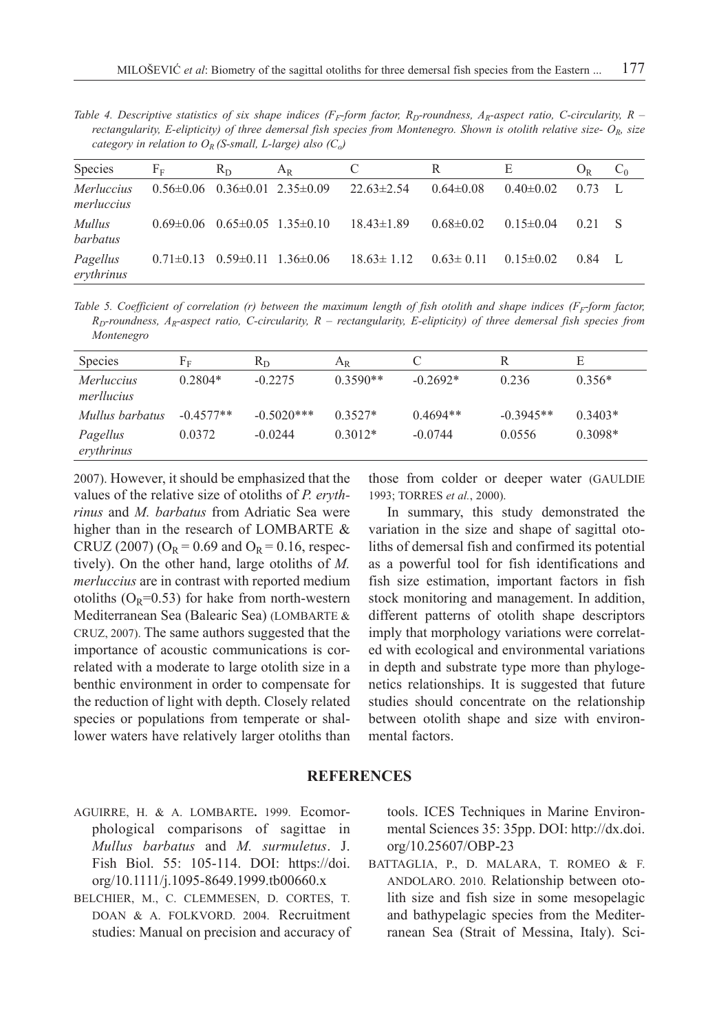*Table 4. Descriptive statistics of six shape indices ($F_F$-form factor, $R_D$-roundness, $A_R$-aspect ratio, C-circularity, R – rectangularity, E-elipticity) of three demersal fish species from Montenegro. Shown is otolith relative size- $O_R$, size category in relation to $O_R$ (S-small, L-large) also ($C_o$)*

| Species | $F_F$ | $R_D$ | $A_R$ | C | R | E | $O_R$ | $C_0$ |
|---|---|---|---|---|---|---|---|---|
| *Merluccius merluccius* | 0.56±0.06 | 0.36±0.01 | 2.35±0.09 | 22.63±2.54 | 0.64±0.08 | 0.40±0.02 | 0.73 | L |
| *Mullus barbatus* | 0.69±0.06 | 0.65±0.05 | 1.35±0.10 | 18.43±1.89 | 0.68±0.02 | 0.15±0.04 | 0.21 | S |
| *Pagellus erythrinus* | 0.71±0.13 | 0.59±0.11 | 1.36±0.06 | 18.63± 1.12 | 0.63± 0.11 | 0.15±0.02 | 0.84 | L |

*Table 5. Coefficient of correlation (r) between the maximum length of fish otolith and shape indices ($F_F$-form factor, $R_D$-roundness, $A_R$-aspect ratio, C-circularity, R – rectangularity, E-elipticity) of three demersal fish species from Montenegro*

| Species | $F_F$ | $R_D$ | $A_R$ | C | R | E |
|---|---|---|---|---|---|---|
| *Merluccius merllucius* | 0.2804* | -0.2275 | 0.3590** | -0.2692* | 0.236 | 0.356* |
| *Mullus barbatus* | -0.4577** | -0.5020*** | 0.3527* | 0.4694** | -0.3945** | 0.3403* |
| *Pagellus erythrinus* | 0.0372 | -0.0244 | 0.3012* | -0.0744 | 0.0556 | 0.3098* |

2007). However, it should be emphasized that the values of the relative size of otoliths of *P. erythrinus* and *M. barbatus* from Adriatic Sea were higher than in the research of LOMBARTE & CRUZ (2007) ($O_R$ = 0.69 and $O_R$ = 0.16, respectively). On the other hand, large otoliths of *M. merluccius* are in contrast with reported medium otoliths ($O_R$=0.53) for hake from north-western Mediterranean Sea (Balearic Sea) (LOMBARTE & CRUZ, 2007). The same authors suggested that the importance of acoustic communications is correlated with a moderate to large otolith size in a benthic environment in order to compensate for the reduction of light with depth. Closely related species or populations from temperate or shallower waters have relatively larger otoliths than those from colder or deeper water (GAULDIE 1993; TORRES *et al.*, 2000).

In summary, this study demonstrated the variation in the size and shape of sagittal otoliths of demersal fish and confirmed its potential as a powerful tool for fish identifications and fish size estimation, important factors in fish stock monitoring and management. In addition, different patterns of otolith shape descriptors imply that morphology variations were correlated with ecological and environmental variations in depth and substrate type more than phylogenetics relationships. It is suggested that future studies should concentrate on the relationship between otolith shape and size with environmental factors.

## REFERENCES

AGUIRRE, H. & A. LOMBARTE**.** 1999. Ecomorphological comparisons of sagittae in *Mullus barbatus* and *M. surmuletus*. J. Fish Biol. 55: 105-114. DOI: https://doi.org/10.1111/j.1095-8649.1999.tb00660.x

BELCHIER, M., C. CLEMMESEN, D. CORTES, T. DOAN & A. FOLKVORD. 2004. Recruitment studies: Manual on precision and accuracy of tools. ICES Techniques in Marine Environmental Sciences 35: 35pp. DOI: http://dx.doi.org/10.25607/OBP-23

BATTAGLIA, P., D. MALARA, T. ROMEO & F. ANDOLARO. 2010. Relationship between otolith size and fish size in some mesopelagic and bathypelagic species from the Mediterranean Sea (Strait of Messina, Italy). Sci-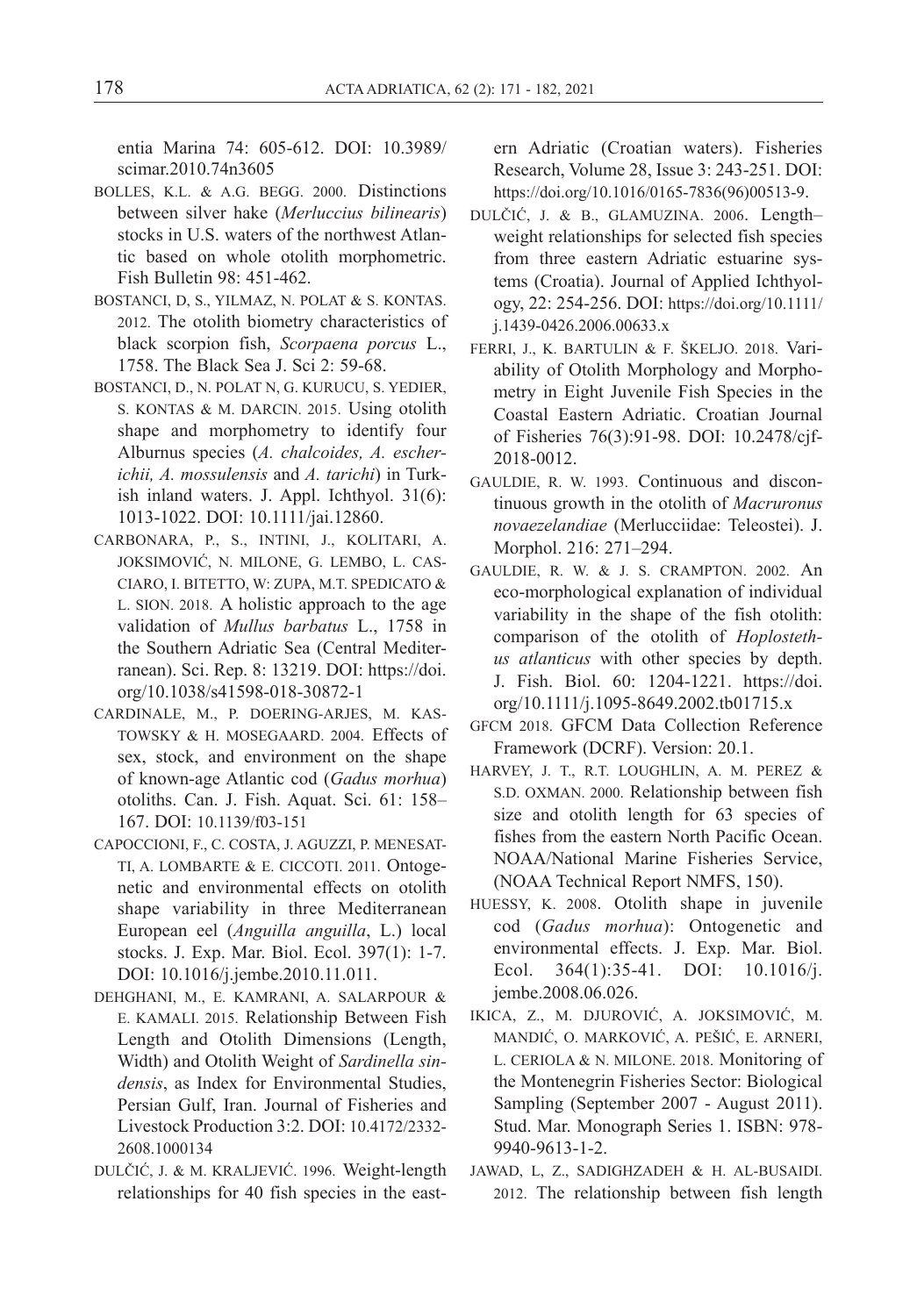entia Marina 74: 605-612. DOI: 10.3989/scimar.2010.74n3605

BOLLES, K.L. & A.G. BEGG. 2000. Distinctions between silver hake (*Merluccius bilinearis*) stocks in U.S. waters of the northwest Atlantic based on whole otolith morphometric. Fish Bulletin 98: 451-462.

BOSTANCI, D, S., YILMAZ, N. POLAT & S. KONTAS. 2012. The otolith biometry characteristics of black scorpion fish, *Scorpaena porcus* L., 1758. The Black Sea J. Sci 2: 59-68.

BOSTANCI, D., N. POLAT N, G. KURUCU, S. YEDIER, S. KONTAS & M. DARCIN. 2015. Using otolith shape and morphometry to identify four Alburnus species (*A. chalcoides, A. escherichii, A. mossulensis* and *A. tarichi*) in Turkish inland waters. J. Appl. Ichthyol. 31(6): 1013-1022. DOI: 10.1111/jai.12860.

CARBONARA, P., S., INTINI, J., KOLITARI, A. JOKSIMOVIĆ, N. MILONE, G. LEMBO, L. CASCIARO, I. BITETTO, W: ZUPA, M.T. SPEDICATO & L. SION. 2018. A holistic approach to the age validation of *Mullus barbatus* L., 1758 in the Southern Adriatic Sea (Central Mediterranean). Sci. Rep. 8: 13219. DOI: https://doi.org/10.1038/s41598-018-30872-1

CARDINALE, M., P. DOERING-ARJES, M. KASTOWSKY & H. MOSEGAARD. 2004. Effects of sex, stock, and environment on the shape of known-age Atlantic cod (*Gadus morhua*) otoliths. Can. J. Fish. Aquat. Sci. 61: 158–167. DOI: 10.1139/f03-151

CAPOCCIONI, F., C. COSTA, J. AGUZZI, P. MENESATTI, A. LOMBARTE & E. CICCOTI. 2011. Ontogenetic and environmental effects on otolith shape variability in three Mediterranean European eel (*Anguilla anguilla*, L.) local stocks. J. Exp. Mar. Biol. Ecol. 397(1): 1-7. DOI: 10.1016/j.jembe.2010.11.011.

DEHGHANI, M., E. KAMRANI, A. SALARPOUR & E. KAMALI. 2015. Relationship Between Fish Length and Otolith Dimensions (Length, Width) and Otolith Weight of *Sardinella sindensis*, as Index for Environmental Studies, Persian Gulf, Iran. Journal of Fisheries and Livestock Production 3:2. DOI: 10.4172/2332-2608.1000134

DULČIĆ, J. & M. KRALJEVIĆ. 1996. Weight-length relationships for 40 fish species in the eastern Adriatic (Croatian waters). Fisheries Research, Volume 28, Issue 3: 243-251. DOI: https://doi.org/10.1016/0165-7836(96)00513-9.

DULČIĆ, J. & B., GLAMUZINA. 2006. Length–weight relationships for selected fish species from three eastern Adriatic estuarine systems (Croatia). Journal of Applied Ichthyology, 22: 254-256. DOI: https://doi.org/10.1111/j.1439-0426.2006.00633.x

FERRI, J., K. BARTULIN & F. ŠKELJO. 2018. Variability of Otolith Morphology and Morphometry in Eight Juvenile Fish Species in the Coastal Eastern Adriatic. Croatian Journal of Fisheries 76(3):91-98. DOI: 10.2478/cjf-2018-0012.

GAULDIE, R. W. 1993. Continuous and discontinuous growth in the otolith of *Macruronus novaezelandiae* (Merlucciidae: Teleostei). J. Morphol. 216: 271–294.

GAULDIE, R. W. & J. S. CRAMPTON. 2002. An eco-morphological explanation of individual variability in the shape of the fish otolith: comparison of the otolith of *Hoplostethus atlanticus* with other species by depth. J. Fish. Biol. 60: 1204-1221. https://doi.org/10.1111/j.1095-8649.2002.tb01715.x

GFCM 2018. GFCM Data Collection Reference Framework (DCRF). Version: 20.1.

HARVEY, J. T., R.T. LOUGHLIN, A. M. PEREZ & S.D. OXMAN. 2000. Relationship between fish size and otolith length for 63 species of fishes from the eastern North Pacific Ocean. NOAA/National Marine Fisheries Service, (NOAA Technical Report NMFS, 150).

HUESSY, K. 2008. Otolith shape in juvenile cod (*Gadus morhua*): Ontogenetic and environmental effects. J. Exp. Mar. Biol. Ecol. 364(1):35-41. DOI: 10.1016/j.jembe.2008.06.026.

IKICA, Z., M. DJUROVIĆ, A. JOKSIMOVIĆ, M. MANDIĆ, O. MARKOVIĆ, A. PEŠIĆ, E. ARNERI, L. CERIOLA & N. MILONE. 2018. Monitoring of the Montenegrin Fisheries Sector: Biological Sampling (September 2007 - August 2011). Stud. Mar. Monograph Series 1. ISBN: 978-9940-9613-1-2.

JAWAD, L, Z., SADIGHZADEH & H. AL-BUSAIDI. 2012. The relationship between fish length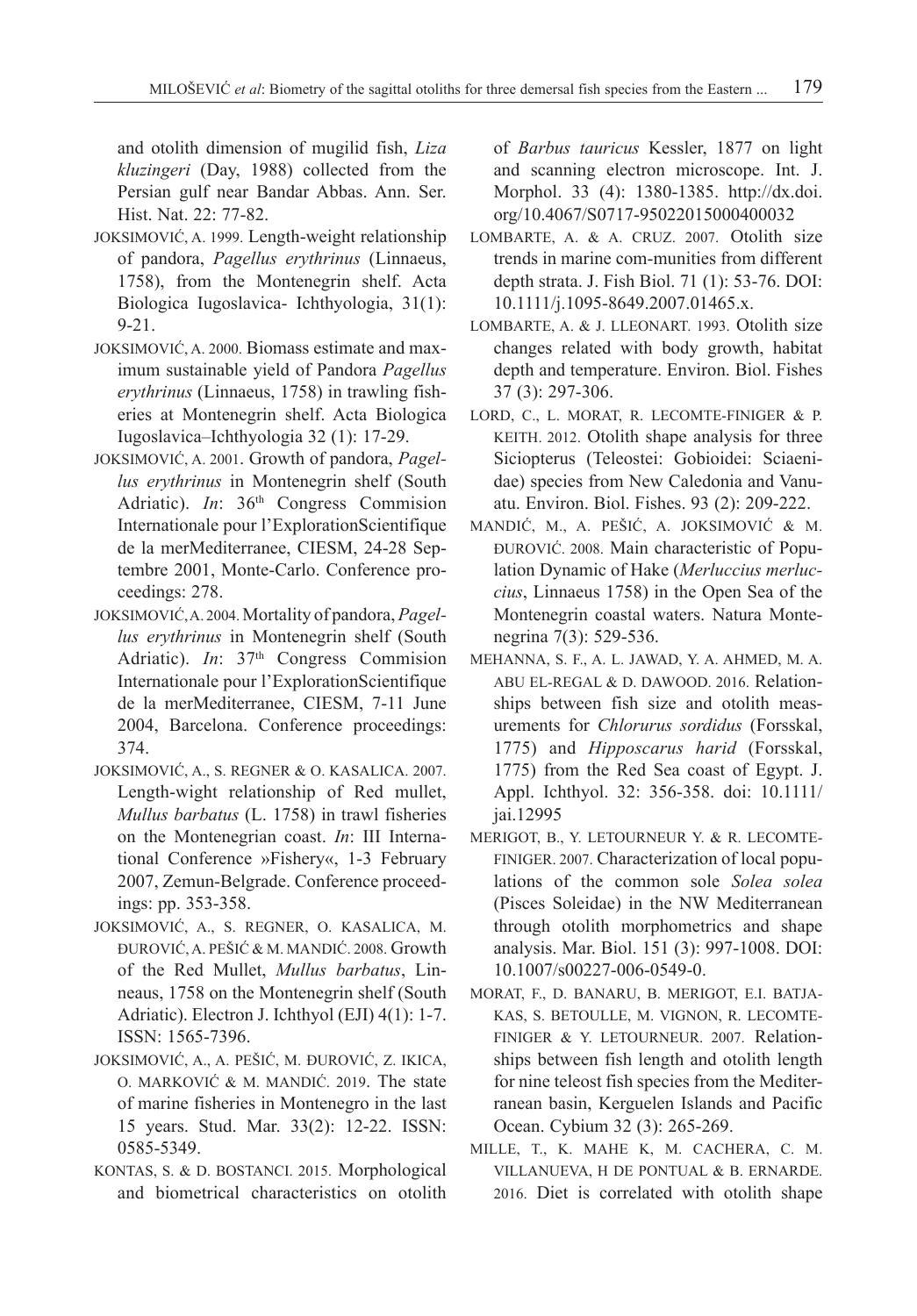and otolith dimension of mugilid fish, *Liza kluzingeri* (Day, 1988) collected from the Persian gulf near Bandar Abbas. Ann. Ser. Hist. Nat. 22: 77-82.

JOKSIMOVIĆ, A. 1999. Length-weight relationship of pandora, *Pagellus erythrinus* (Linnaeus, 1758), from the Montenegrin shelf. Acta Biologica Iugoslavica- Ichthyologia, 31(1): 9-21.

JOKSIMOVIĆ, A. 2000. Biomass estimate and maximum sustainable yield of Pandora *Pagellus erythrinus* (Linnaeus, 1758) in trawling fisheries at Montenegrin shelf. Acta Biologica Iugoslavica–Ichthyologia 32 (1): 17-29.

JOKSIMOVIĆ, A. 2001. Growth of pandora, *Pagellus erythrinus* in Montenegrin shelf (South Adriatic). *In*: 36th Congress Commision Internationale pour l'ExplorationScientifique de la merMediterranee, CIESM, 24-28 Septembre 2001, Monte-Carlo. Conference proceedings: 278.

JOKSIMOVIĆ, A. 2004. Mortality of pandora, *Pagellus erythrinus* in Montenegrin shelf (South Adriatic). *In*: 37th Congress Commision Internationale pour l'ExplorationScientifique de la merMediterranee, CIESM, 7-11 June 2004, Barcelona. Conference proceedings: 374.

JOKSIMOVIĆ, A., S. REGNER & O. KASALICA. 2007. Length-wight relationship of Red mullet, *Mullus barbatus* (L. 1758) in trawl fisheries on the Montenegrian coast. *In*: III International Conference »Fishery«, 1-3 February 2007, Zemun-Belgrade. Conference proceedings: pp. 353-358.

JOKSIMOVIĆ, A., S. REGNER, O. KASALICA, M. ĐUROVIĆ, A. PEŠIĆ & M. MANDIĆ. 2008. Growth of the Red Mullet, *Mullus barbatus*, Linneaus, 1758 on the Montenegrin shelf (South Adriatic). Electron J. Ichthyol (EJI) 4(1): 1-7. ISSN: 1565-7396.

JOKSIMOVIĆ, A., A. PEŠIĆ, M. ĐUROVIĆ, Z. IKICA, O. MARKOVIĆ & M. MANDIĆ. 2019. The state of marine fisheries in Montenegro in the last 15 years. Stud. Mar. 33(2): 12-22. ISSN: 0585-5349.

KONTAS, S. & D. BOSTANCI. 2015. Morphological and biometrical characteristics on otolith of *Barbus tauricus* Kessler, 1877 on light and scanning electron microscope. Int. J. Morphol. 33 (4): 1380-1385. http://dx.doi.org/10.4067/S0717-95022015000400032

LOMBARTE, A. & A. CRUZ. 2007. Otolith size trends in marine com-munities from different depth strata. J. Fish Biol. 71 (1): 53-76. DOI: 10.1111/j.1095-8649.2007.01465.x.

LOMBARTE, A. & J. LLEONART. 1993. Otolith size changes related with body growth, habitat depth and temperature. Environ. Biol. Fishes 37 (3): 297-306.

LORD, C., L. MORAT, R. LECOMTE-FINIGER & P. KEITH. 2012. Otolith shape analysis for three Sicïopterus (Teleostei: Gobioidei: Sciaenidae) species from New Caledonia and Vanuatu. Environ. Biol. Fishes. 93 (2): 209-222.

MANDIĆ, M., A. PEŠIĆ, A. JOKSIMOVIĆ & M. ĐUROVIĆ. 2008. Main characteristic of Population Dynamic of Hake (*Merluccius merluccius*, Linnaeus 1758) in the Open Sea of the Montenegrin coastal waters. Natura Montenegrina 7(3): 529-536.

MEHANNA, S. F., A. L. JAWAD, Y. A. AHMED, M. A. ABU EL-REGAL & D. DAWOOD. 2016. Relationships between fish size and otolith measurements for *Chlorurus sordidus* (Forsskal, 1775) and *Hipposcarus harid* (Forsskal, 1775) from the Red Sea coast of Egypt. J. Appl. Ichthyol. 32: 356-358. doi: 10.1111/jai.12995

MERIGOT, B., Y. LETOURNEUR Y. & R. LECOMTE-FINIGER. 2007. Characterization of local populations of the common sole *Solea solea* (Pisces Soleidae) in the NW Mediterranean through otolith morphometrics and shape analysis. Mar. Biol. 151 (3): 997-1008. DOI: 10.1007/s00227-006-0549-0.

MORAT, F., D. BANARU, B. MERIGOT, E.I. BATJAKAS, S. BETOULLE, M. VIGNON, R. LECOMTE-FINIGER & Y. LETOURNEUR. 2007. Relationships between fish length and otolith length for nine teleost fish species from the Mediterranean basin, Kerguelen Islands and Pacific Ocean. Cybium 32 (3): 265-269.

MILLE, T., K. MAHE K, M. CACHERA, C. M. VILLANUEVA, H DE PONTUAL & B. ERNARDE. 2016. Diet is correlated with otolith shape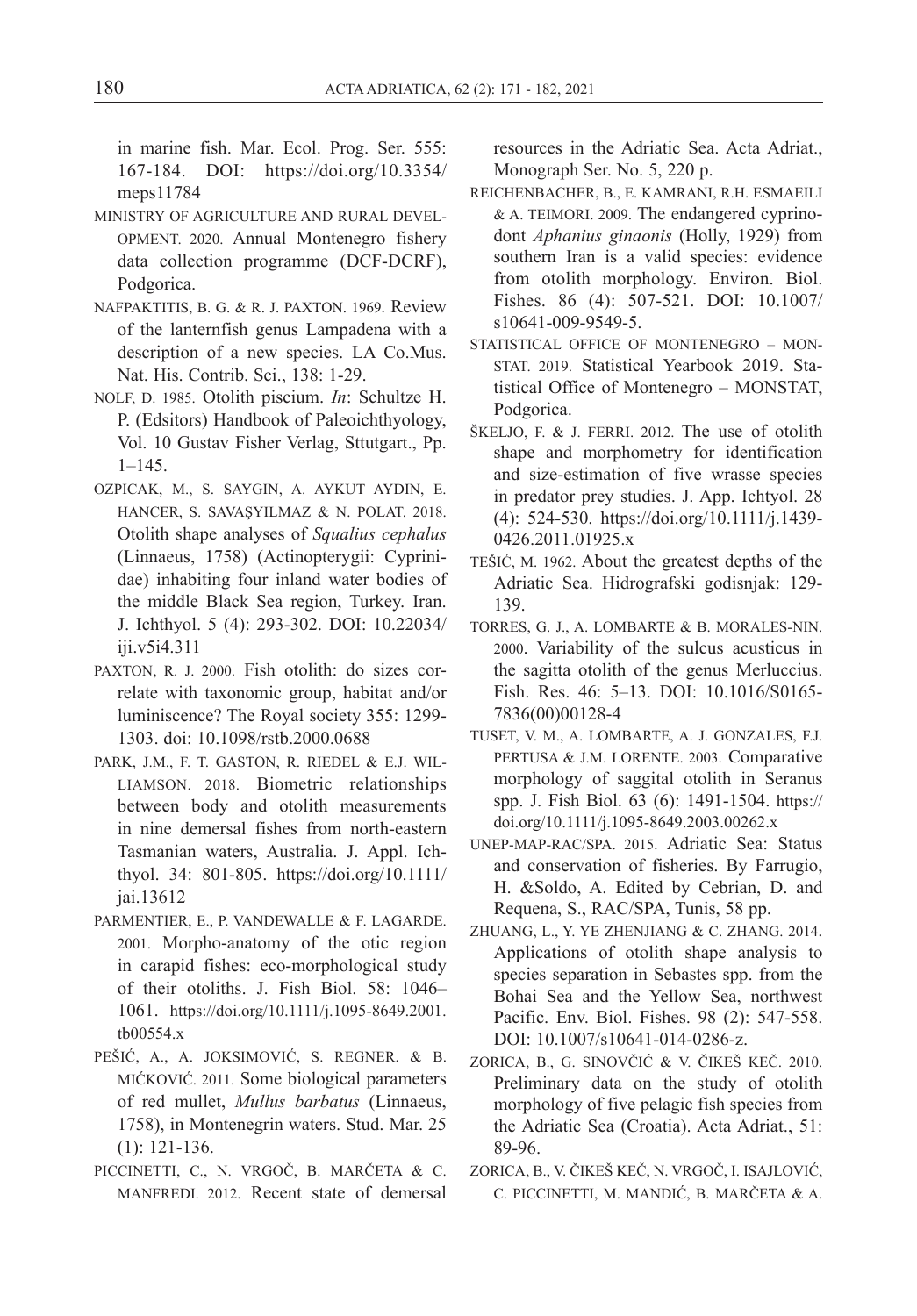in marine fish. Mar. Ecol. Prog. Ser. 555: 167-184. DOI: https://doi.org/10.3354/meps11784

MINISTRY OF AGRICULTURE AND RURAL DEVELOPMENT. 2020. Annual Montenegro fishery data collection programme (DCF-DCRF), Podgorica.

NAFPAKTITIS, B. G. & R. J. PAXTON. 1969. Review of the lanternfish genus Lampadena with a description of a new species. LA Co.Mus. Nat. His. Contrib. Sci., 138: 1-29.

NOLF, D. 1985. Otolith piscium. *In*: Schultze H. P. (Edsitors) Handbook of Paleoichthyology, Vol. 10 Gustav Fisher Verlag, Sttutgart., Pp. 1–145.

OZPICAK, M., S. SAYGIN, A. AYKUT AYDIN, E. HANCER, S. SAVAŞYILMAZ & N. POLAT. 2018. Otolith shape analyses of *Squalius cephalus* (Linnaeus, 1758) (Actinopterygii: Cyprinidae) inhabiting four inland water bodies of the middle Black Sea region, Turkey. Iran. J. Ichthyol. 5 (4): 293-302. DOI: 10.22034/iji.v5i4.311

PAXTON, R. J. 2000. Fish otolith: do sizes correlate with taxonomic group, habitat and/or luminiscence? The Royal society 355: 1299-1303. doi: 10.1098/rstb.2000.0688

PARK, J.M., F. T. GASTON, R. RIEDEL & E.J. WILLIAMSON. 2018. Biometric relationships between body and otolith measurements in nine demersal fishes from north-eastern Tasmanian waters, Australia. J. Appl. Ichthyol. 34: 801-805. https://doi.org/10.1111/jai.13612

PARMENTIER, E., P. VANDEWALLE & F. LAGARDE. 2001. Morpho-anatomy of the otic region in carapid fishes: eco-morphological study of their otoliths. J. Fish Biol. 58: 1046–1061. https://doi.org/10.1111/j.1095-8649.2001.tb00554.x

PEŠIĆ, A., A. JOKSIMOVIĆ, S. REGNER. & B. MIĆKOVIĆ. 2011. Some biological parameters of red mullet, *Mullus barbatus* (Linnaeus, 1758), in Montenegrin waters. Stud. Mar. 25 (1): 121-136.

PICCINETTI, C., N. VRGOČ, B. MARČETA & C. MANFREDI. 2012. Recent state of demersal resources in the Adriatic Sea. Acta Adriat., Monograph Ser. No. 5, 220 p.

REICHENBACHER, B., E. KAMRANI, R.H. ESMAEILI & A. TEIMORI. 2009. The endangered cyprinodont *Aphanius ginaonis* (Holly, 1929) from southern Iran is a valid species: evidence from otolith morphology. Environ. Biol. Fishes. 86 (4): 507-521. DOI: 10.1007/s10641-009-9549-5.

STATISTICAL OFFICE OF MONTENEGRO – MONSTAT. 2019. Statistical Yearbook 2019. Statistical Office of Montenegro – MONSTAT, Podgorica.

ŠKELJO, F. & J. FERRI. 2012. The use of otolith shape and morphometry for identification and size-estimation of five wrasse species in predator prey studies. J. App. Ichtyol. 28 (4): 524-530. https://doi.org/10.1111/j.1439-0426.2011.01925.x

TEŠIĆ, M. 1962. About the greatest depths of the Adriatic Sea. Hidrografski godisnjak: 129-139.

TORRES, G. J., A. LOMBARTE & B. MORALES-NIN. 2000. Variability of the sulcus acusticus in the sagitta otolith of the genus Merluccius. Fish. Res. 46: 5–13. DOI: 10.1016/S0165-7836(00)00128-4

TUSET, V. M., A. LOMBARTE, A. J. GONZALES, F.J. PERTUSA & J.M. LORENTE. 2003. Comparative morphology of saggital otolith in Seranus spp. J. Fish Biol. 63 (6): 1491-1504. https://doi.org/10.1111/j.1095-8649.2003.00262.x

UNEP-MAP-RAC/SPA. 2015. Adriatic Sea: Status and conservation of fisheries. By Farrugio, H. &Soldo, A. Edited by Cebrian, D. and Requena, S., RAC/SPA, Tunis, 58 pp.

ZHUANG, L., Y. YE ZHENJIANG & C. ZHANG. 2014. Applications of otolith shape analysis to species separation in Sebastes spp. from the Bohai Sea and the Yellow Sea, northwest Pacific. Env. Biol. Fishes. 98 (2): 547-558. DOI: 10.1007/s10641-014-0286-z.

ZORICA, B., G. SINOVČIĆ & V. ČIKEŠ KEČ. 2010. Preliminary data on the study of otolith morphology of five pelagic fish species from the Adriatic Sea (Croatia). Acta Adriat., 51: 89-96.

ZORICA, B., V. ČIKEŠ KEČ, N. VRGOČ, I. ISAJLOVIĆ, C. PICCINETTI, M. MANDIĆ, B. MARČETA & A.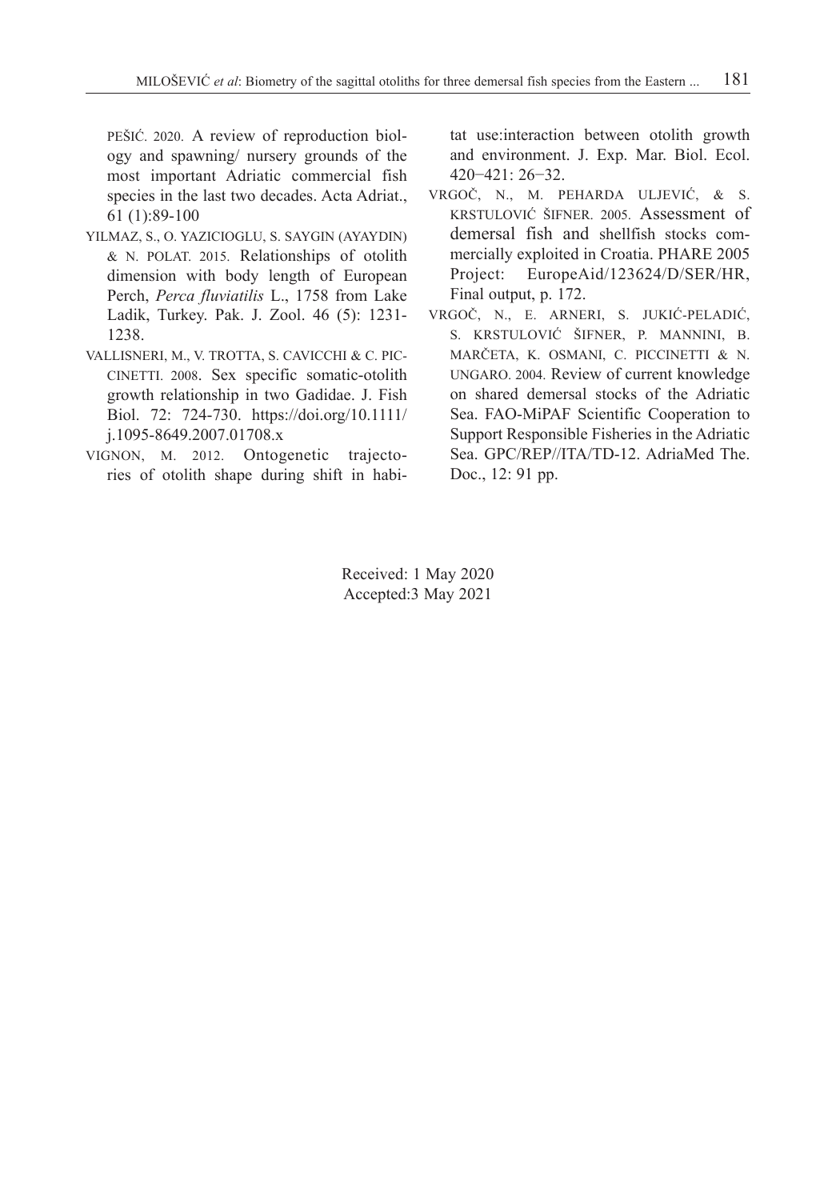PEŠIĆ. 2020. A review of reproduction biology and spawning/ nursery grounds of the most important Adriatic commercial fish species in the last two decades. Acta Adriat., 61 (1):89-100

YILMAZ, S., O. YAZICIOGLU, S. SAYGIN (AYAYDIN) & N. POLAT. 2015. Relationships of otolith dimension with body length of European Perch, *Perca fluviatilis* L., 1758 from Lake Ladik, Turkey. Pak. J. Zool. 46 (5): 1231-1238.

VALLISNERI, M., V. TROTTA, S. CAVICCHI & C. PICCINETTI. 2008. Sex specific somatic-otolith growth relationship in two Gadidae. J. Fish Biol. 72: 724-730. https://doi.org/10.1111/j.1095-8649.2007.01708.x

VIGNON, M. 2012. Ontogenetic trajectories of otolith shape during shift in habitat use:interaction between otolith growth and environment. J. Exp. Mar. Biol. Ecol. 420−421: 26−32.

VRGOČ, N., M. PEHARDA ULJEVIĆ, & S. KRSTULOVIĆ ŠIFNER. 2005. Assessment of demersal fish and shellfish stocks commercially exploited in Croatia. PHARE 2005 Project: EuropeAid/123624/D/SER/HR, Final output, p. 172.

VRGOČ, N., E. ARNERI, S. JUKIĆ-PELADIĆ, S. KRSTULOVIĆ ŠIFNER, P. MANNINI, B. MARČETA, K. OSMANI, C. PICCINETTI & N. UNGARO. 2004. Review of current knowledge on shared demersal stocks of the Adriatic Sea. FAO-MiPAF Scientific Cooperation to Support Responsible Fisheries in the Adriatic Sea. GPC/REP//ITA/TD-12. AdriaMed The. Doc., 12: 91 pp.

Received: 1 May 2020
Accepted:3 May 2021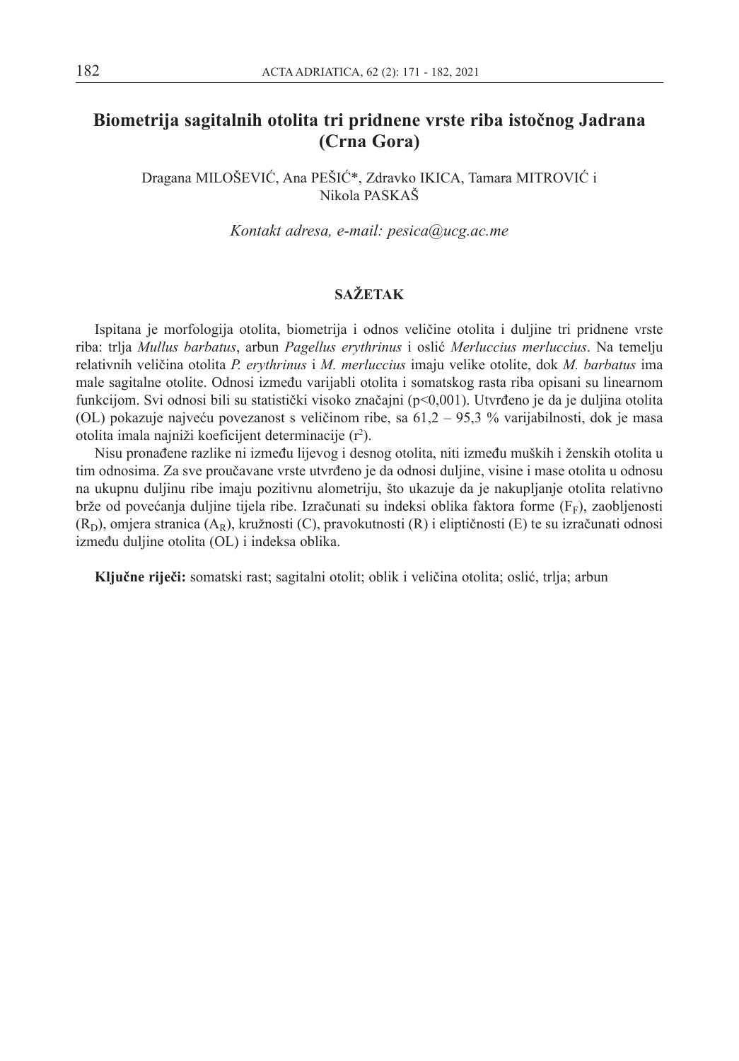# Biometrija sagitalnih otolita tri pridnene vrste riba istočnog Jadrana (Crna Gora)

Dragana MILOŠEVIĆ, Ana PEŠIĆ*, Zdravko IKICA, Tamara MITROVIĆ i Nikola PASKAŠ

*Kontakt adresa, e-mail: pesica@ucg.ac.me*

## SAŽETAK

Ispitana je morfologija otolita, biometrija i odnos veličine otolita i duljine tri pridnene vrste riba: trlja *Mullus barbatus*, arbun *Pagellus erythrinus* i oslić *Merluccius merluccius*. Na temelju relativnih veličina otolita *P. erythrinus* i *M. merluccius* imaju velike otolite, dok *M. barbatus* ima male sagitalne otolite. Odnosi između varijabli otolita i somatskog rasta riba opisani su linearnom funkcijom. Svi odnosi bili su statistički visoko značajni ($p<0,001$). Utvrđeno je da je duljina otolita (OL) pokazuje najveću povezanost s veličinom ribe, sa 61,2 – 95,3 % varijabilnosti, dok je masa otolita imala najniži koeficijent determinacije ($r^2$).

Nisu pronađene razlike ni između lijevog i desnog otolita, niti između muških i ženskih otolita u tim odnosima. Za sve proučavane vrste utvrđeno je da odnosi duljine, visine i mase otolita u odnosu na ukupnu duljinu ribe imaju pozitivnu alometriju, što ukazuje da je nakupljanje otolita relativno brže od povećanja duljine tijela ribe. Izračunati su indeksi oblika faktora forme ($F_F$), zaobljenosti ($R_D$), omjera stranica ($A_R$), kružnosti (C), pravokutnosti (R) i eliptičnosti (E) te su izračunati odnosi između duljine otolita (OL) i indeksa oblika.

**Ključne riječi:** somatski rast; sagitalni otolit; oblik i veličina otolita; oslić, trlja; arbun